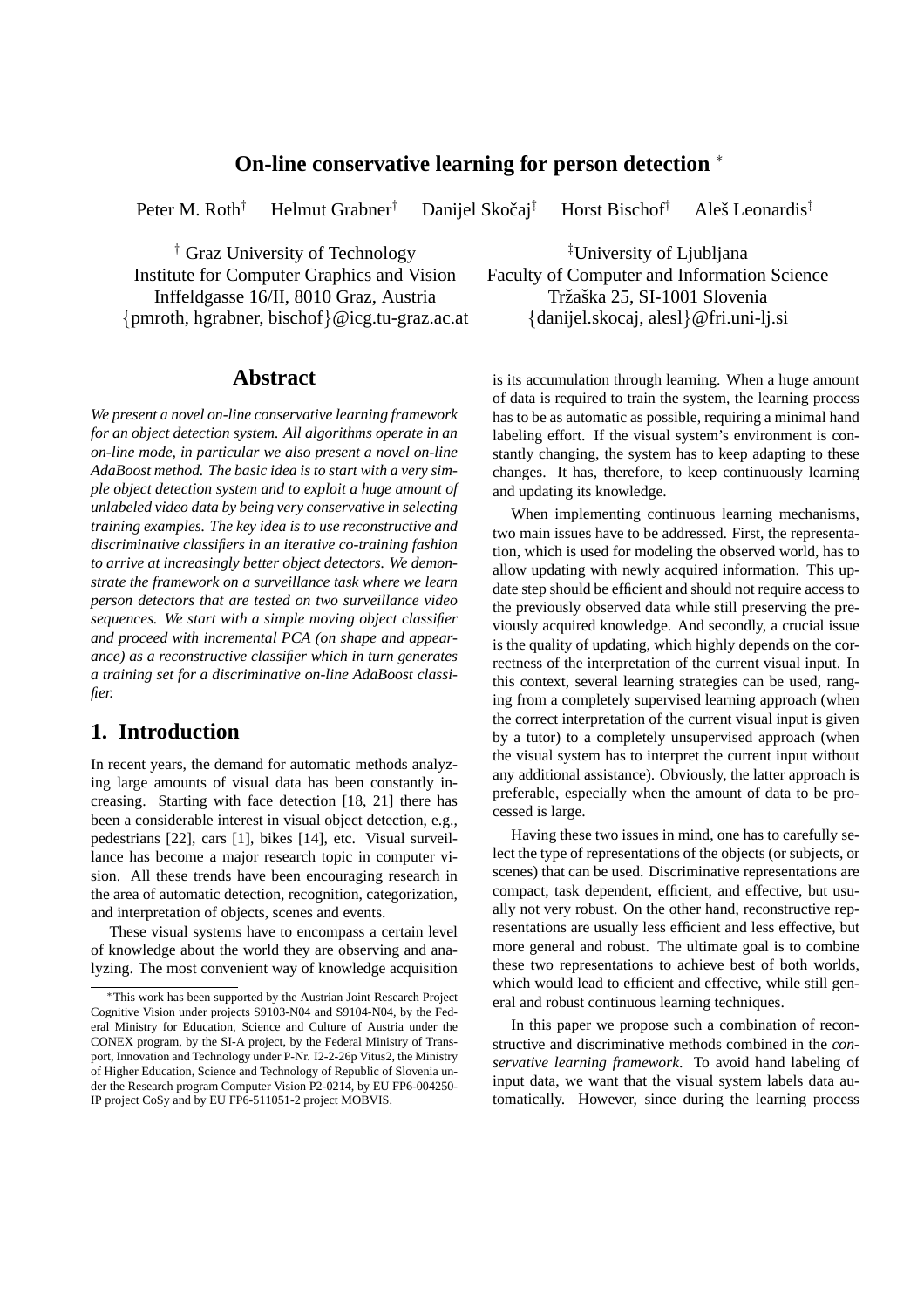# On-line conservative learning for person detection *

Peter M. Roth[†] Helmut Grabner[†] Danijel Skočaj[‡] Horst Bischof[†] Aleš Leonardis[‡]

[†] Graz University of Technology
Institute for Computer Graphics and Vision
Inffeldgasse 16/II, 8010 Graz, Austria
{pmroth, hgrabner, bischof}@icg.tu-graz.ac.at

[‡]University of Ljubljana
Faculty of Computer and Information Science
Tržaška 25, SI-1001 Slovenia
{danijel.skocaj, alesl}@fri.uni-lj.si

## Abstract

*We present a novel on-line conservative learning framework for an object detection system. All algorithms operate in an on-line mode, in particular we also present a novel on-line AdaBoost method. The basic idea is to start with a very simple object detection system and to exploit a huge amount of unlabeled video data by being very conservative in selecting training examples. The key idea is to use reconstructive and discriminative classifiers in an iterative co-training fashion to arrive at increasingly better object detectors. We demonstrate the framework on a surveillance task where we learn person detectors that are tested on two surveillance video sequences. We start with a simple moving object classifier and proceed with incremental PCA (on shape and appearance) as a reconstructive classifier which in turn generates a training set for a discriminative on-line AdaBoost classifier.*

## 1. Introduction

In recent years, the demand for automatic methods analyzing large amounts of visual data has been constantly increasing. Starting with face detection [18, 21] there has been a considerable interest in visual object detection, e.g., pedestrians [22], cars [1], bikes [14], etc. Visual surveillance has become a major research topic in computer vision. All these trends have been encouraging research in the area of automatic detection, recognition, categorization, and interpretation of objects, scenes and events.

These visual systems have to encompass a certain level of knowledge about the world they are observing and analyzing. The most convenient way of knowledge acquisition is its accumulation through learning. When a huge amount of data is required to train the system, the learning process has to be as automatic as possible, requiring a minimal hand labeling effort. If the visual system's environment is constantly changing, the system has to keep adapting to these changes. It has, therefore, to keep continuously learning and updating its knowledge.

When implementing continuous learning mechanisms, two main issues have to be addressed. First, the representation, which is used for modeling the observed world, has to allow updating with newly acquired information. This update step should be efficient and should not require access to the previously observed data while still preserving the previously acquired knowledge. And secondly, a crucial issue is the quality of updating, which highly depends on the correctness of the interpretation of the current visual input. In this context, several learning strategies can be used, ranging from a completely supervised learning approach (when the correct interpretation of the current visual input is given by a tutor) to a completely unsupervised approach (when the visual system has to interpret the current input without any additional assistance). Obviously, the latter approach is preferable, especially when the amount of data to be processed is large.

Having these two issues in mind, one has to carefully select the type of representations of the objects (or subjects, or scenes) that can be used. Discriminative representations are compact, task dependent, efficient, and effective, but usually not very robust. On the other hand, reconstructive representations are usually less efficient and less effective, but more general and robust. The ultimate goal is to combine these two representations to achieve best of both worlds, which would lead to efficient and effective, while still general and robust continuous learning techniques.

In this paper we propose such a combination of reconstructive and discriminative methods combined in the *conservative learning framework*. To avoid hand labeling of input data, we want that the visual system labels data automatically. However, since during the learning process

*This work has been supported by the Austrian Joint Research Project Cognitive Vision under projects S9103-N04 and S9104-N04, by the Federal Ministry for Education, Science and Culture of Austria under the CONEX program, by the SI-A project, by the Federal Ministry of Transport, Innovation and Technology under P-Nr. I2-2-26p Vitus2, the Ministry of Higher Education, Science and Technology of Republic of Slovenia under the Research program Computer Vision P2-0214, by EU FP6-004250-IP project CoSy and by EU FP6-511051-2 project MOBVIS.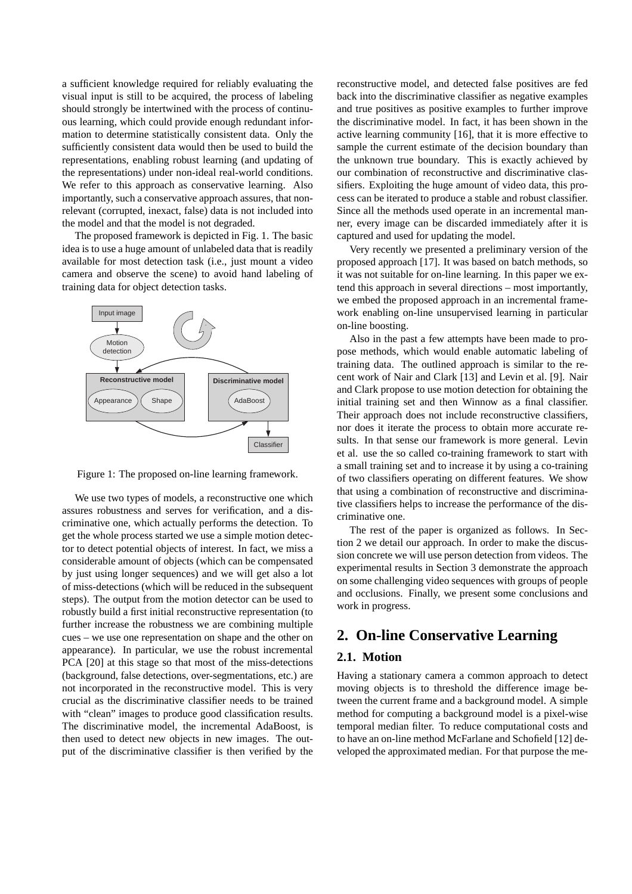a sufficient knowledge required for reliably evaluating the visual input is still to be acquired, the process of labeling should strongly be intertwined with the process of continuous learning, which could provide enough redundant information to determine statistically consistent data. Only the sufficiently consistent data would then be used to build the representations, enabling robust learning (and updating of the representations) under non-ideal real-world conditions. We refer to this approach as conservative learning. Also importantly, such a conservative approach assures, that non-relevant (corrupted, inexact, false) data is not included into the model and that the model is not degraded.

The proposed framework is depicted in Fig. 1. The basic idea is to use a huge amount of unlabeled data that is readily available for most detection task (i.e., just mount a video camera and observe the scene) to avoid hand labeling of training data for object detection tasks.

Figure 1: The proposed on-line learning framework.

We use two types of models, a reconstructive one which assures robustness and serves for verification, and a discriminative one, which actually performs the detection. To get the whole process started we use a simple motion detector to detect potential objects of interest. In fact, we miss a considerable amount of objects (which can be compensated by just using longer sequences) and we will get also a lot of miss-detections (which will be reduced in the subsequent steps). The output from the motion detector can be used to robustly build a first initial reconstructive representation (to further increase the robustness we are combining multiple cues – we use one representation on shape and the other on appearance). In particular, we use the robust incremental PCA [20] at this stage so that most of the miss-detections (background, false detections, over-segmentations, etc.) are not incorporated in the reconstructive model. This is very crucial as the discriminative classifier needs to be trained with "clean" images to produce good classification results. The discriminative model, the incremental AdaBoost, is then used to detect new objects in new images. The output of the discriminative classifier is then verified by the reconstructive model, and detected false positives are fed back into the discriminative classifier as negative examples and true positives as positive examples to further improve the discriminative model. In fact, it has been shown in the active learning community [16], that it is more effective to sample the current estimate of the decision boundary than the unknown true boundary. This is exactly achieved by our combination of reconstructive and discriminative classifiers. Exploiting the huge amount of video data, this process can be iterated to produce a stable and robust classifier. Since all the methods used operate in an incremental manner, every image can be discarded immediately after it is captured and used for updating the model.

Very recently we presented a preliminary version of the proposed approach [17]. It was based on batch methods, so it was not suitable for on-line learning. In this paper we extend this approach in several directions – most importantly, we embed the proposed approach in an incremental framework enabling on-line unsupervised learning in particular on-line boosting.

Also in the past a few attempts have been made to propose methods, which would enable automatic labeling of training data. The outlined approach is similar to the recent work of Nair and Clark [13] and Levin et al. [9]. Nair and Clark propose to use motion detection for obtaining the initial training set and then Winnow as a final classifier. Their approach does not include reconstructive classifiers, nor does it iterate the process to obtain more accurate results. In that sense our framework is more general. Levin et al. use the so called co-training framework to start with a small training set and to increase it by using a co-training of two classifiers operating on different features. We show that using a combination of reconstructive and discriminative classifiers helps to increase the performance of the discriminative one.

The rest of the paper is organized as follows. In Section 2 we detail our approach. In order to make the discussion concrete we will use person detection from videos. The experimental results in Section 3 demonstrate the approach on some challenging video sequences with groups of people and occlusions. Finally, we present some conclusions and work in progress.

## 2. On-line Conservative Learning

### 2.1. Motion

Having a stationary camera a common approach to detect moving objects is to threshold the difference image between the current frame and a background model. A simple method for computing a background model is a pixel-wise temporal median filter. To reduce computational costs and to have an on-line method McFarlane and Schofield [12] developed the approximated median. For that purpose the me-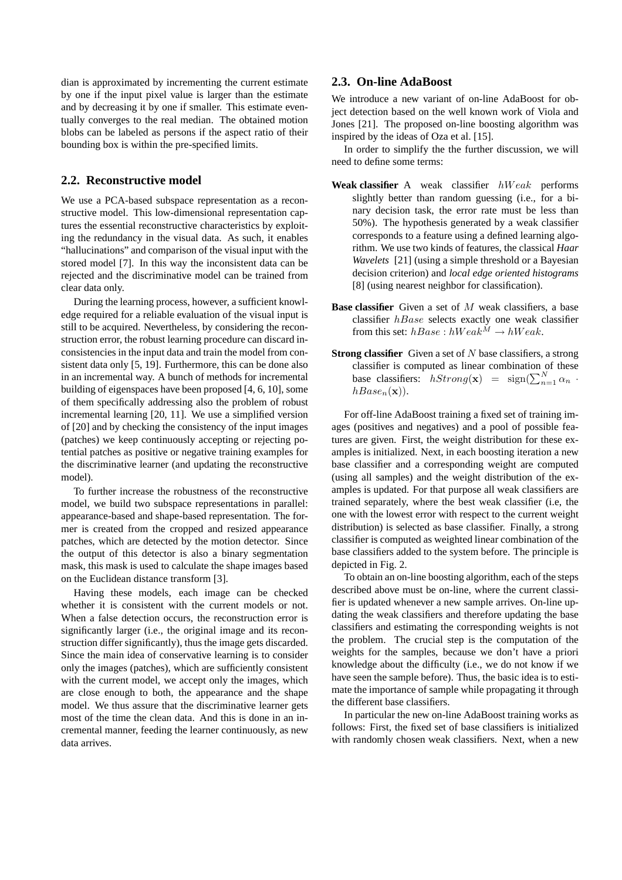dian is approximated by incrementing the current estimate by one if the input pixel value is larger than the estimate and by decreasing it by one if smaller. This estimate eventually converges to the real median. The obtained motion blobs can be labeled as persons if the aspect ratio of their bounding box is within the pre-specified limits.

## 2.2. Reconstructive model

We use a PCA-based subspace representation as a reconstructive model. This low-dimensional representation captures the essential reconstructive characteristics by exploiting the redundancy in the visual data. As such, it enables "hallucinations" and comparison of the visual input with the stored model [7]. In this way the inconsistent data can be rejected and the discriminative model can be trained from clear data only.

During the learning process, however, a sufficient knowledge required for a reliable evaluation of the visual input is still to be acquired. Nevertheless, by considering the reconstruction error, the robust learning procedure can discard inconsistencies in the input data and train the model from consistent data only [5, 19]. Furthermore, this can be done also in an incremental way. A bunch of methods for incremental building of eigenspaces have been proposed [4, 6, 10], some of them specifically addressing also the problem of robust incremental learning [20, 11]. We use a simplified version of [20] and by checking the consistency of the input images (patches) we keep continuously accepting or rejecting potential patches as positive or negative training examples for the discriminative learner (and updating the reconstructive model).

To further increase the robustness of the reconstructive model, we build two subspace representations in parallel: appearance-based and shape-based representation. The former is created from the cropped and resized appearance patches, which are detected by the motion detector. Since the output of this detector is also a binary segmentation mask, this mask is used to calculate the shape images based on the Euclidean distance transform [3].

Having these models, each image can be checked whether it is consistent with the current models or not. When a false detection occurs, the reconstruction error is significantly larger (i.e., the original image and its reconstruction differ significantly), thus the image gets discarded. Since the main idea of conservative learning is to consider only the images (patches), which are sufficiently consistent with the current model, we accept only the images, which are close enough to both, the appearance and the shape model. We thus assure that the discriminative learner gets most of the time the clean data. And this is done in an incremental manner, feeding the learner continuously, as new data arrives.

## 2.3. On-line AdaBoost

We introduce a new variant of on-line AdaBoost for object detection based on the well known work of Viola and Jones [21]. The proposed on-line boosting algorithm was inspired by the ideas of Oza et al. [15].

In order to simplify the the further discussion, we will need to define some terms:

**Weak classifier** A weak classifier $hWeak$ performs slightly better than random guessing (i.e., for a binary decision task, the error rate must be less than 50%). The hypothesis generated by a weak classifier corresponds to a feature using a defined learning algorithm. We use two kinds of features, the classical *Haar Wavelets* [21] (using a simple threshold or a Bayesian decision criterion) and *local edge oriented histograms* [8] (using nearest neighbor for classification).

**Base classifier** Given a set of $M$ weak classifiers, a base classifier $hBase$ selects exactly one weak classifier from this set: $hBase : hWeak^M \rightarrow hWeak$.

**Strong classifier** Given a set of $N$ base classifiers, a strong classifier is computed as linear combination of these base classifiers: $hStrong(\mathbf{x}) = \text{sign}(\sum_{n=1}^{N} \alpha_n \cdot hBase_n(\mathbf{x}))$.

For off-line AdaBoost training a fixed set of training images (positives and negatives) and a pool of possible features are given. First, the weight distribution for these examples is initialized. Next, in each boosting iteration a new base classifier and a corresponding weight are computed (using all samples) and the weight distribution of the examples is updated. For that purpose all weak classifiers are trained separately, where the best weak classifier (i.e, the one with the lowest error with respect to the current weight distribution) is selected as base classifier. Finally, a strong classifier is computed as weighted linear combination of the base classifiers added to the system before. The principle is depicted in Fig. 2.

To obtain an on-line boosting algorithm, each of the steps described above must be on-line, where the current classifier is updated whenever a new sample arrives. On-line updating the weak classifiers and therefore updating the base classifiers and estimating the corresponding weights is not the problem. The crucial step is the computation of the weights for the samples, because we don't have a priori knowledge about the difficulty (i.e., we do not know if we have seen the sample before). Thus, the basic idea is to estimate the importance of sample while propagating it through the different base classifiers.

In particular the new on-line AdaBoost training works as follows: First, the fixed set of base classifiers is initialized with randomly chosen weak classifiers. Next, when a new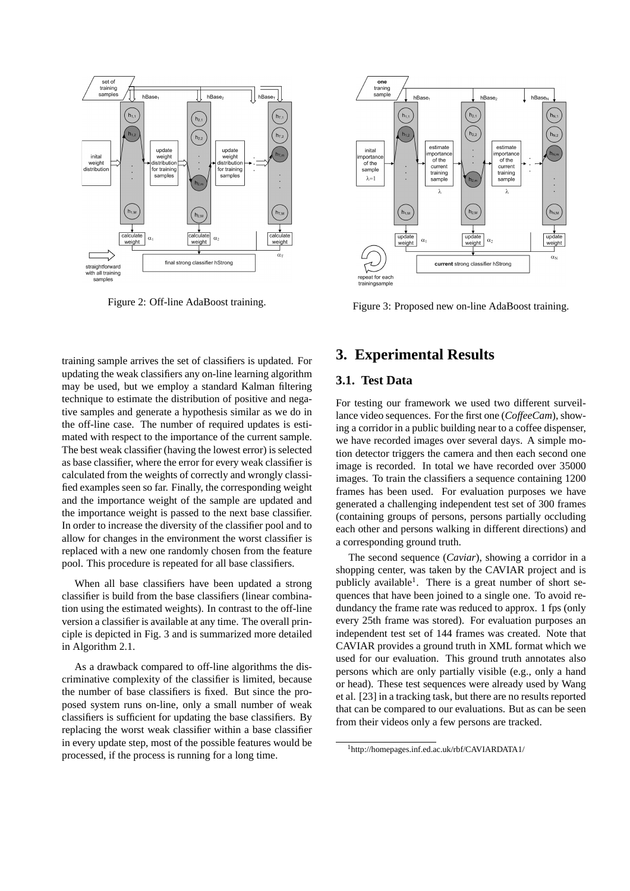Figure 2: Off-line AdaBoost training.

Figure 3: Proposed new on-line AdaBoost training.

training sample arrives the set of classifiers is updated. For updating the weak classifiers any on-line learning algorithm may be used, but we employ a standard Kalman filtering technique to estimate the distribution of positive and negative samples and generate a hypothesis similar as we do in the off-line case. The number of required updates is estimated with respect to the importance of the current sample. The best weak classifier (having the lowest error) is selected as base classifier, where the error for every weak classifier is calculated from the weights of correctly and wrongly classified examples seen so far. Finally, the corresponding weight and the importance weight of the sample are updated and the importance weight is passed to the next base classifier. In order to increase the diversity of the classifier pool and to allow for changes in the environment the worst classifier is replaced with a new one randomly chosen from the feature pool. This procedure is repeated for all base classifiers.

When all base classifiers have been updated a strong classifier is build from the base classifiers (linear combination using the estimated weights). In contrast to the off-line version a classifier is available at any time. The overall principle is depicted in Fig. 3 and is summarized more detailed in Algorithm 2.1.

As a drawback compared to off-line algorithms the discriminative complexity of the classifier is limited, because the number of base classifiers is fixed. But since the proposed system runs on-line, only a small number of weak classifiers is sufficient for updating the base classifiers. By replacing the worst weak classifier within a base classifier in every update step, most of the possible features would be processed, if the process is running for a long time.

## 3. Experimental Results

### 3.1. Test Data

For testing our framework we used two different surveillance video sequences. For the first one (*CoffeeCam*), showing a corridor in a public building near to a coffee dispenser, we have recorded images over several days. A simple motion detector triggers the camera and then each second one image is recorded. In total we have recorded over 35000 images. To train the classifiers a sequence containing 1200 frames has been used. For evaluation purposes we have generated a challenging independent test set of 300 frames (containing groups of persons, persons partially occluding each other and persons walking in different directions) and a corresponding ground truth.

The second sequence (*Caviar*), showing a corridor in a shopping center, was taken by the CAVIAR project and is publicly available[1]. There is a great number of short sequences that have been joined to a single one. To avoid redundancy the frame rate was reduced to approx. 1 fps (only every 25th frame was stored). For evaluation purposes an independent test set of 144 frames was created. Note that CAVIAR provides a ground truth in XML format which we used for our evaluation. This ground truth annotates also persons which are only partially visible (e.g., only a hand or head). These test sequences were already used by Wang et al. [23] in a tracking task, but there are no results reported that can be compared to our evaluations. But as can be seen from their videos only a few persons are tracked.

[1] http://homepages.inf.ed.ac.uk/rbf/CAVIARDATA1/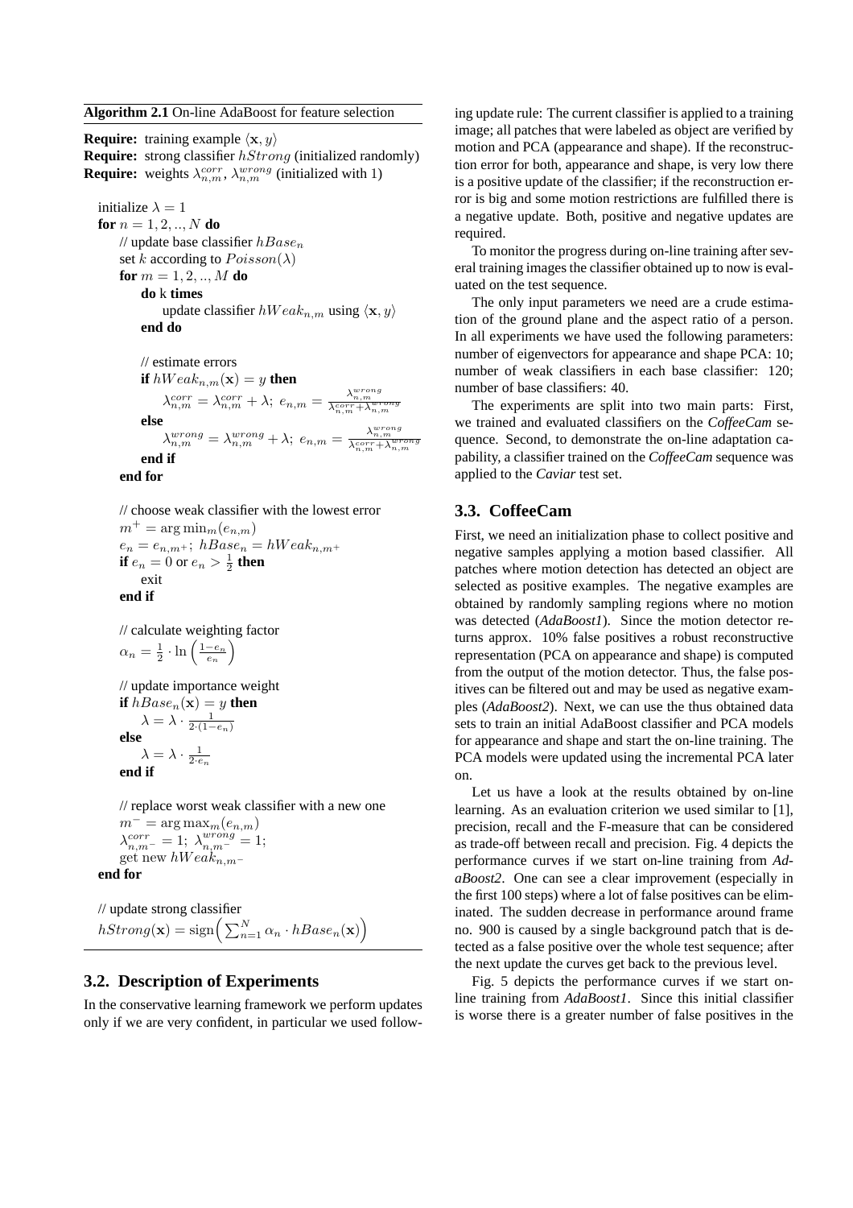**Algorithm 2.1** On-line AdaBoost for feature selection

```
Require: training example ⟨x, y⟩
Require: strong classifier hStrong (initialized randomly)
Require: weights λ^corr_{n,m}, λ^wrong_{n,m} (initialized with 1)

initialize λ = 1
for n = 1, 2, .., N do
    // update base classifier hBase_n
    set k according to Poisson(λ)
    for m = 1, 2, .., M do
        do k times
            update classifier hWeak_{n,m} using ⟨x, y⟩
        end do

        // estimate errors
        if hWeak_{n,m}(x) = y then
            λ^corr_{n,m} = λ^corr_{n,m} + λ;  e_{n,m} = λ^wrong_{n,m} / (λ^corr_{n,m} + λ^wrong_{n,m})
        else
            λ^wrong_{n,m} = λ^wrong_{n,m} + λ;  e_{n,m} = λ^wrong_{n,m} / (λ^corr_{n,m} + λ^wrong_{n,m})
        end if
    end for

    // choose weak classifier with the lowest error
    m+ = argmin_m(e_{n,m})
    e_n = e_{n,m+};  hBase_n = hWeak_{n,m+}
    if e_n = 0 or e_n > 1/2 then
        exit
    end if

    // calculate weighting factor
    α_n = 1/2 · ln((1 − e_n) / e_n)

    // update importance weight
    if hBase_n(x) = y then
        λ = λ · 1 / (2 · (1 − e_n))
    else
        λ = λ · 1 / (2 · e_n)
    end if

    // replace worst weak classifier with a new one
    m− = argmax_m(e_{n,m})
    λ^corr_{n,m−} = 1;  λ^wrong_{n,m−} = 1;
    get new hWeak_{n,m−}
end for

// update strong classifier
hStrong(x) = sign( Σ_{n=1}^{N} α_n · hBase_n(x) )
```

## 3.2. Description of Experiments

In the conservative learning framework we perform updates only if we are very confident, in particular we used following update rule: The current classifier is applied to a training image; all patches that were labeled as object are verified by motion and PCA (appearance and shape). If the reconstruction error for both, appearance and shape, is very low there is a positive update of the classifier; if the reconstruction error is big and some motion restrictions are fulfilled there is a negative update. Both, positive and negative updates are required.

To monitor the progress during on-line training after several training images the classifier obtained up to now is evaluated on the test sequence.

The only input parameters we need are a crude estimation of the ground plane and the aspect ratio of a person. In all experiments we have used the following parameters: number of eigenvectors for appearance and shape PCA: 10; number of weak classifiers in each base classifier: 120; number of base classifiers: 40.

The experiments are split into two main parts: First, we trained and evaluated classifiers on the *CoffeeCam* sequence. Second, to demonstrate the on-line adaptation capability, a classifier trained on the *CoffeeCam* sequence was applied to the *Caviar* test set.

## 3.3. CoffeeCam

First, we need an initialization phase to collect positive and negative samples applying a motion based classifier. All patches where motion detection has detected an object are selected as positive examples. The negative examples are obtained by randomly sampling regions where no motion was detected (*AdaBoost1*). Since the motion detector returns approx. 10% false positives a robust reconstructive representation (PCA on appearance and shape) is computed from the output of the motion detector. Thus, the false positives can be filtered out and may be used as negative examples (*AdaBoost2*). Next, we can use the thus obtained data sets to train an initial AdaBoost classifier and PCA models for appearance and shape and start the on-line training. The PCA models were updated using the incremental PCA later on.

Let us have a look at the results obtained by on-line learning. As an evaluation criterion we used similar to [1], precision, recall and the F-measure that can be considered as trade-off between recall and precision. Fig. 4 depicts the performance curves if we start on-line training from *AdaBoost2*. One can see a clear improvement (especially in the first 100 steps) where a lot of false positives can be eliminated. The sudden decrease in performance around frame no. 900 is caused by a single background patch that is detected as a false positive over the whole test sequence; after the next update the curves get back to the previous level.

Fig. 5 depicts the performance curves if we start on-line training from *AdaBoost1*. Since this initial classifier is worse there is a greater number of false positives in the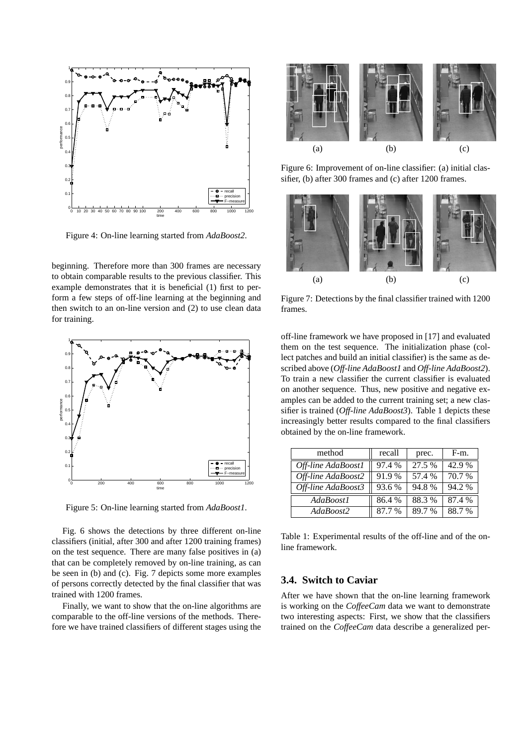Figure 4: On-line learning started from *AdaBoost2*.

beginning. Therefore more than 300 frames are necessary to obtain comparable results to the previous classifier. This example demonstrates that it is beneficial (1) first to perform a few steps of off-line learning at the beginning and then switch to an on-line version and (2) to use clean data for training.

Figure 5: On-line learning started from *AdaBoost1*.

Fig. 6 shows the detections by three different on-line classifiers (initial, after 300 and after 1200 training frames) on the test sequence. There are many false positives in (a) that can be completely removed by on-line training, as can be seen in (b) and (c). Fig. 7 depicts some more examples of persons correctly detected by the final classifier that was trained with 1200 frames.

Finally, we want to show that the on-line algorithms are comparable to the off-line versions of the methods. Therefore we have trained classifiers of different stages using the off-line framework we have proposed in [17] and evaluated them on the test sequence. The initialization phase (collect patches and build an initial classifier) is the same as described above (*Off-line AdaBoost1* and *Off-line AdaBoost2*). To train a new classifier the current classifier is evaluated on another sequence. Thus, new positive and negative examples can be added to the current training set; a new classifier is trained (*Off-line AdaBoost3*). Table 1 depicts these increasingly better results compared to the final classifiers obtained by the on-line framework.

Figure 6: Improvement of on-line classifier: (a) initial classifier, (b) after 300 frames and (c) after 1200 frames.

Figure 7: Detections by the final classifier trained with 1200 frames.

| method | recall | prec. | F-m. |
| --- | --- | --- | --- |
| *Off-line AdaBoost1* | 97.4 % | 27.5 % | 42.9 % |
| *Off-line AdaBoost2* | 91.9 % | 57.4 % | 70.7 % |
| *Off-line AdaBoost3* | 93.6 % | 94.8 % | 94.2 % |
| *AdaBoost1* | 86.4 % | 88.3 % | 87.4 % |
| *AdaBoost2* | 87.7 % | 89.7 % | 88.7 % |

Table 1: Experimental results of the off-line and of the on-line framework.

### 3.4. Switch to Caviar

After we have shown that the on-line learning framework is working on the *CoffeeCam* data we want to demonstrate two interesting aspects: First, we show that the classifiers trained on the *CoffeeCam* data describe a generalized per-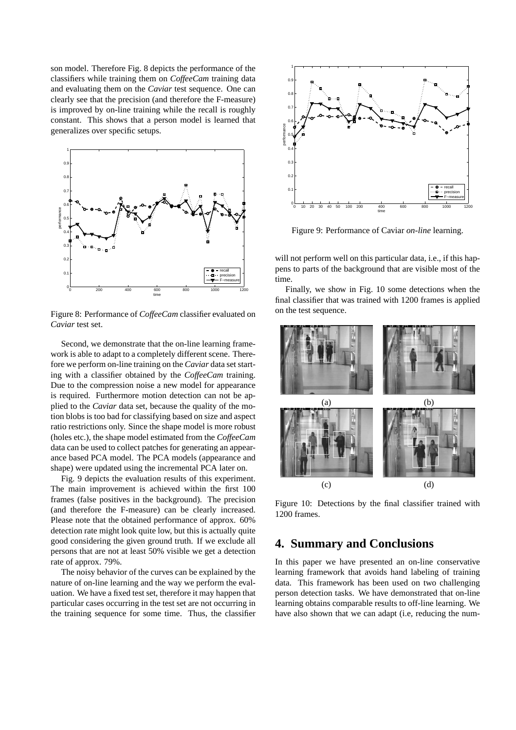son model. Therefore Fig. 8 depicts the performance of the classifiers while training them on *CoffeeCam* training data and evaluating them on the *Caviar* test sequence. One can clearly see that the precision (and therefore the F-measure) is improved by on-line training while the recall is roughly constant. This shows that a person model is learned that generalizes over specific setups.

Figure 8: Performance of *CoffeeCam* classifier evaluated on *Caviar* test set.

Second, we demonstrate that the on-line learning framework is able to adapt to a completely different scene. Therefore we perform on-line training on the *Caviar* data set starting with a classifier obtained by the *CoffeeCam* training. Due to the compression noise a new model for appearance is required. Furthermore motion detection can not be applied to the *Caviar* data set, because the quality of the motion blobs is too bad for classifying based on size and aspect ratio restrictions only. Since the shape model is more robust (holes etc.), the shape model estimated from the *CoffeeCam* data can be used to collect patches for generating an appearance based PCA model. The PCA models (appearance and shape) were updated using the incremental PCA later on.

Fig. 9 depicts the evaluation results of this experiment. The main improvement is achieved within the first 100 frames (false positives in the background). The precision (and therefore the F-measure) can be clearly increased. Please note that the obtained performance of approx. 60% detection rate might look quite low, but this is actually quite good considering the given ground truth. If we exclude all persons that are not at least 50% visible we get a detection rate of approx. 79%.

The noisy behavior of the curves can be explained by the nature of on-line learning and the way we perform the evaluation. We have a fixed test set, therefore it may happen that particular cases occurring in the test set are not occurring in the training sequence for some time. Thus, the classifier will not perform well on this particular data, i.e., if this happens to parts of the background that are visible most of the time.

Figure 9: Performance of Caviar *on-line* learning.

Finally, we show in Fig. 10 some detections when the final classifier that was trained with 1200 frames is applied on the test sequence.

(a) (b) (c) (d)

Figure 10: Detections by the final classifier trained with 1200 frames.

# 4. Summary and Conclusions

In this paper we have presented an on-line conservative learning framework that avoids hand labeling of training data. This framework has been used on two challenging person detection tasks. We have demonstrated that on-line learning obtains comparable results to off-line learning. We have also shown that we can adapt (i.e, reducing the num-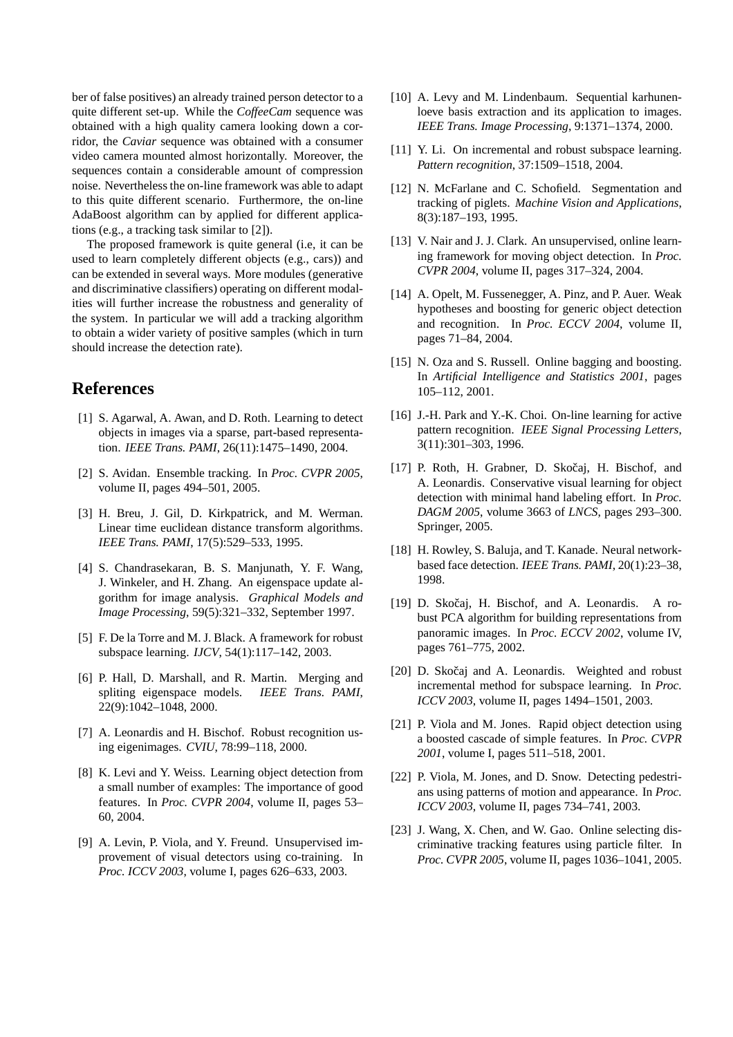ber of false positives) an already trained person detector to a quite different set-up. While the *CoffeeCam* sequence was obtained with a high quality camera looking down a corridor, the *Caviar* sequence was obtained with a consumer video camera mounted almost horizontally. Moreover, the sequences contain a considerable amount of compression noise. Nevertheless the on-line framework was able to adapt to this quite different scenario. Furthermore, the on-line AdaBoost algorithm can by applied for different applications (e.g., a tracking task similar to [2]).

The proposed framework is quite general (i.e, it can be used to learn completely different objects (e.g., cars)) and can be extended in several ways. More modules (generative and discriminative classifiers) operating on different modalities will further increase the robustness and generality of the system. In particular we will add a tracking algorithm to obtain a wider variety of positive samples (which in turn should increase the detection rate).

## References

[1] S. Agarwal, A. Awan, and D. Roth. Learning to detect objects in images via a sparse, part-based representation. *IEEE Trans. PAMI*, 26(11):1475–1490, 2004.

[2] S. Avidan. Ensemble tracking. In *Proc. CVPR 2005*, volume II, pages 494–501, 2005.

[3] H. Breu, J. Gil, D. Kirkpatrick, and M. Werman. Linear time euclidean distance transform algorithms. *IEEE Trans. PAMI*, 17(5):529–533, 1995.

[4] S. Chandrasekaran, B. S. Manjunath, Y. F. Wang, J. Winkeler, and H. Zhang. An eigenspace update algorithm for image analysis. *Graphical Models and Image Processing*, 59(5):321–332, September 1997.

[5] F. De la Torre and M. J. Black. A framework for robust subspace learning. *IJCV*, 54(1):117–142, 2003.

[6] P. Hall, D. Marshall, and R. Martin. Merging and spliting eigenspace models. *IEEE Trans. PAMI*, 22(9):1042–1048, 2000.

[7] A. Leonardis and H. Bischof. Robust recognition using eigenimages. *CVIU*, 78:99–118, 2000.

[8] K. Levi and Y. Weiss. Learning object detection from a small number of examples: The importance of good features. In *Proc. CVPR 2004*, volume II, pages 53–60, 2004.

[9] A. Levin, P. Viola, and Y. Freund. Unsupervised improvement of visual detectors using co-training. In *Proc. ICCV 2003*, volume I, pages 626–633, 2003.

[10] A. Levy and M. Lindenbaum. Sequential karhunen-loeve basis extraction and its application to images. *IEEE Trans. Image Processing*, 9:1371–1374, 2000.

[11] Y. Li. On incremental and robust subspace learning. *Pattern recognition*, 37:1509–1518, 2004.

[12] N. McFarlane and C. Schofield. Segmentation and tracking of piglets. *Machine Vision and Applications*, 8(3):187–193, 1995.

[13] V. Nair and J. J. Clark. An unsupervised, online learning framework for moving object detection. In *Proc. CVPR 2004*, volume II, pages 317–324, 2004.

[14] A. Opelt, M. Fussenegger, A. Pinz, and P. Auer. Weak hypotheses and boosting for generic object detection and recognition. In *Proc. ECCV 2004*, volume II, pages 71–84, 2004.

[15] N. Oza and S. Russell. Online bagging and boosting. In *Artificial Intelligence and Statistics 2001*, pages 105–112, 2001.

[16] J.-H. Park and Y.-K. Choi. On-line learning for active pattern recognition. *IEEE Signal Processing Letters*, 3(11):301–303, 1996.

[17] P. Roth, H. Grabner, D. Skočaj, H. Bischof, and A. Leonardis. Conservative visual learning for object detection with minimal hand labeling effort. In *Proc. DAGM 2005*, volume 3663 of *LNCS*, pages 293–300. Springer, 2005.

[18] H. Rowley, S. Baluja, and T. Kanade. Neural network-based face detection. *IEEE Trans. PAMI*, 20(1):23–38, 1998.

[19] D. Skočaj, H. Bischof, and A. Leonardis. A robust PCA algorithm for building representations from panoramic images. In *Proc. ECCV 2002*, volume IV, pages 761–775, 2002.

[20] D. Skočaj and A. Leonardis. Weighted and robust incremental method for subspace learning. In *Proc. ICCV 2003*, volume II, pages 1494–1501, 2003.

[21] P. Viola and M. Jones. Rapid object detection using a boosted cascade of simple features. In *Proc. CVPR 2001*, volume I, pages 511–518, 2001.

[22] P. Viola, M. Jones, and D. Snow. Detecting pedestrians using patterns of motion and appearance. In *Proc. ICCV 2003*, volume II, pages 734–741, 2003.

[23] J. Wang, X. Chen, and W. Gao. Online selecting discriminative tracking features using particle filter. In *Proc. CVPR 2005*, volume II, pages 1036–1041, 2005.